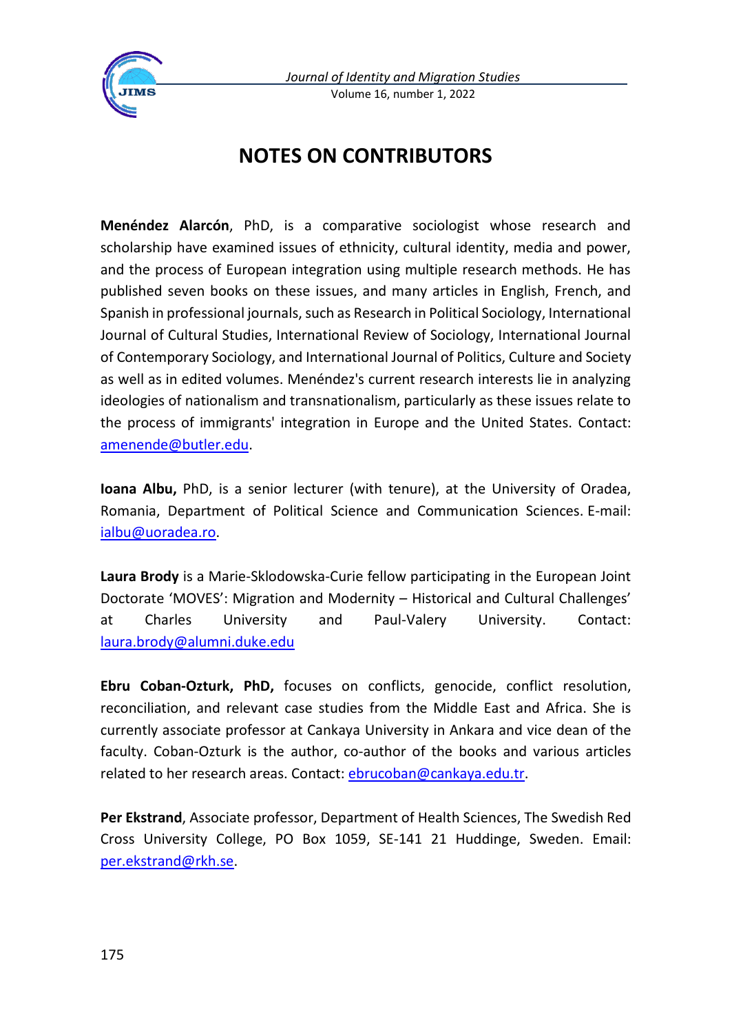# NOTES ON CONTRIBUTORS

**Menéndez Alarcón**, PhD, is a comparative sociologist whose research and scholarship have examined issues of ethnicity, cultural identity, media and power, and the process of European integration using multiple research methods. He has published seven books on these issues, and many articles in English, French, and Spanish in professional journals, such as Research in Political Sociology, International Journal of Cultural Studies, International Review of Sociology, International Journal of Contemporary Sociology, and International Journal of Politics, Culture and Society as well as in edited volumes. Menéndez's current research interests lie in analyzing ideologies of nationalism and transnationalism, particularly as these issues relate to the process of immigrants' integration in Europe and the United States. Contact: amenende@butler.edu.

**Ioana Albu,** PhD, is a senior lecturer (with tenure), at the University of Oradea, Romania, Department of Political Science and Communication Sciences. E-mail: ialbu@uoradea.ro.

**Laura Brody** is a Marie-Sklodowska-Curie fellow participating in the European Joint Doctorate 'MOVES': Migration and Modernity – Historical and Cultural Challenges' at Charles University and Paul-Valery University. Contact: laura.brody@alumni.duke.edu

**Ebru Coban-Ozturk, PhD,** focuses on conflicts, genocide, conflict resolution, reconciliation, and relevant case studies from the Middle East and Africa. She is currently associate professor at Cankaya University in Ankara and vice dean of the faculty. Coban-Ozturk is the author, co-author of the books and various articles related to her research areas. Contact: ebrucoban@cankaya.edu.tr.

**Per Ekstrand**, Associate professor, Department of Health Sciences, The Swedish Red Cross University College, PO Box 1059, SE-141 21 Huddinge, Sweden. Email: per.ekstrand@rkh.se.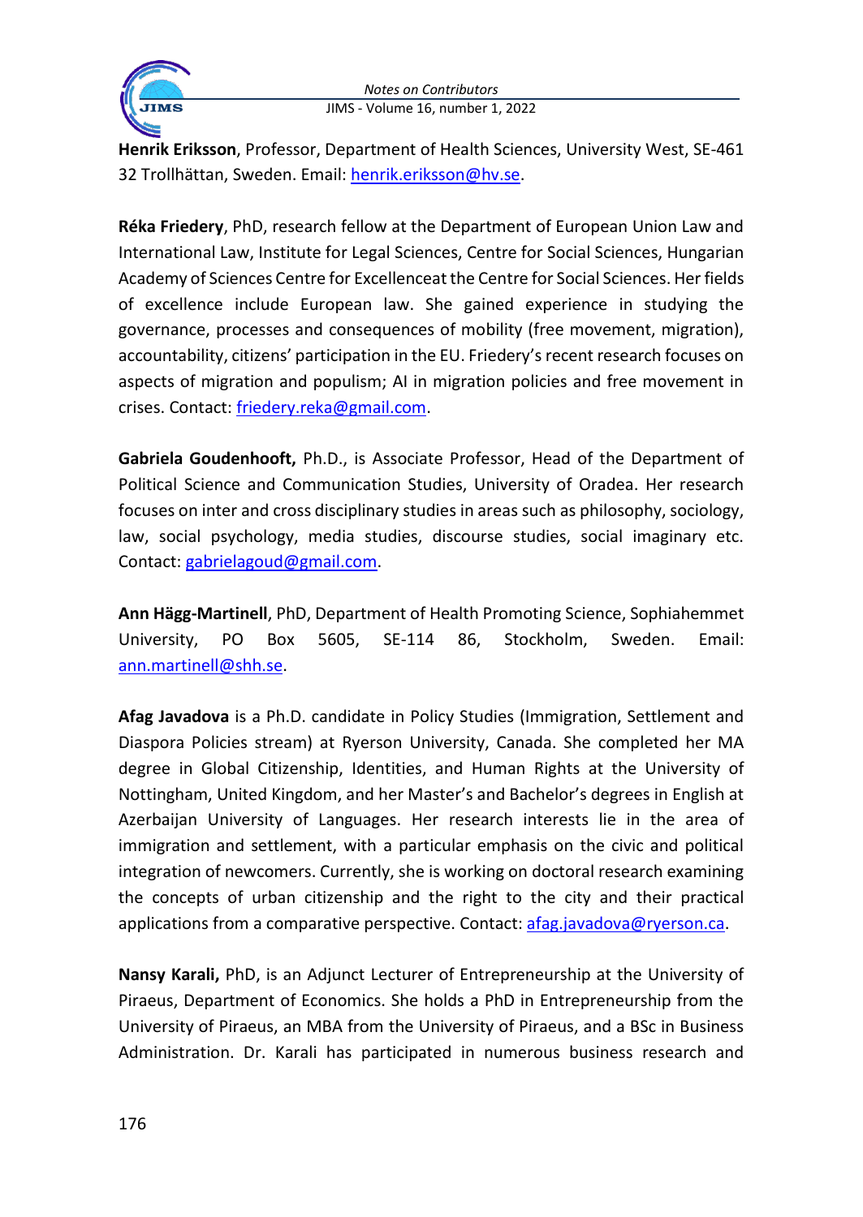**Henrik Eriksson**, Professor, Department of Health Sciences, University West, SE-461 32 Trollhättan, Sweden. Email: henrik.eriksson@hv.se.

**Réka Friedery**, PhD, research fellow at the Department of European Union Law and International Law, Institute for Legal Sciences, Centre for Social Sciences, Hungarian Academy of Sciences Centre for Excellenceat the Centre for Social Sciences. Her fields of excellence include European law. She gained experience in studying the governance, processes and consequences of mobility (free movement, migration), accountability, citizens' participation in the EU. Friedery's recent research focuses on aspects of migration and populism; AI in migration policies and free movement in crises. Contact: friedery.reka@gmail.com.

**Gabriela Goudenhooft,** Ph.D., is Associate Professor, Head of the Department of Political Science and Communication Studies, University of Oradea. Her research focuses on inter and cross disciplinary studies in areas such as philosophy, sociology, law, social psychology, media studies, discourse studies, social imaginary etc. Contact: gabrielagoud@gmail.com.

**Ann Hägg-Martinell**, PhD, Department of Health Promoting Science, Sophiahemmet University, PO Box 5605, SE-114 86, Stockholm, Sweden. Email: ann.martinell@shh.se.

**Afag Javadova** is a Ph.D. candidate in Policy Studies (Immigration, Settlement and Diaspora Policies stream) at Ryerson University, Canada. She completed her MA degree in Global Citizenship, Identities, and Human Rights at the University of Nottingham, United Kingdom, and her Master's and Bachelor's degrees in English at Azerbaijan University of Languages. Her research interests lie in the area of immigration and settlement, with a particular emphasis on the civic and political integration of newcomers. Currently, she is working on doctoral research examining the concepts of urban citizenship and the right to the city and their practical applications from a comparative perspective. Contact: afag.javadova@ryerson.ca.

**Nansy Karali,** PhD, is an Adjunct Lecturer of Entrepreneurship at the University of Piraeus, Department of Economics. She holds a PhD in Entrepreneurship from the University of Piraeus, an MBA from the University of Piraeus, and a BSc in Business Administration. Dr. Karali has participated in numerous business research and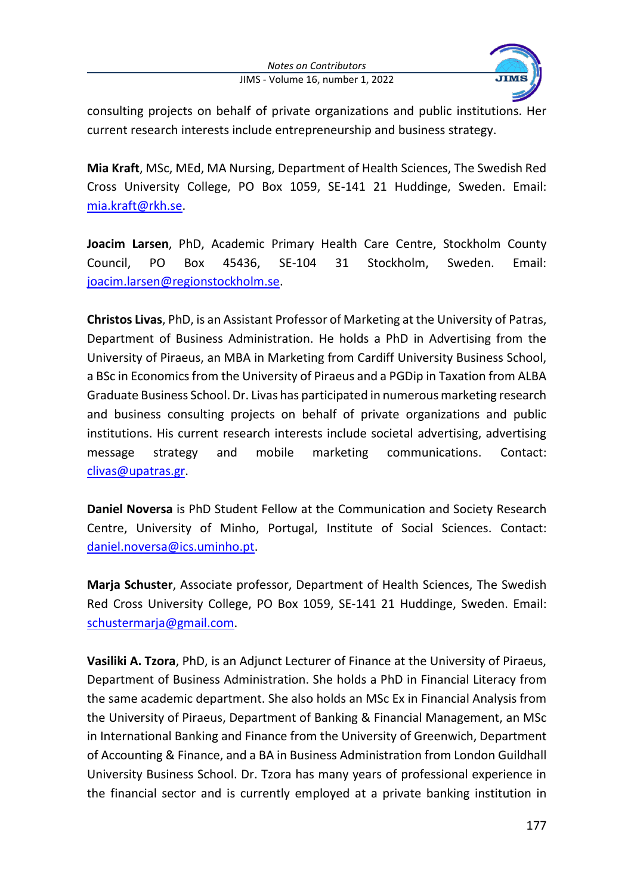consulting projects on behalf of private organizations and public institutions. Her current research interests include entrepreneurship and business strategy.

**Mia Kraft**, MSc, MEd, MA Nursing, Department of Health Sciences, The Swedish Red Cross University College, PO Box 1059, SE-141 21 Huddinge, Sweden. Email: mia.kraft@rkh.se.

**Joacim Larsen**, PhD, Academic Primary Health Care Centre, Stockholm County Council, PO Box 45436, SE-104 31 Stockholm, Sweden. Email: joacim.larsen@regionstockholm.se.

**Christos Livas**, PhD, is an Assistant Professor of Marketing at the University of Patras, Department of Business Administration. He holds a PhD in Advertising from the University of Piraeus, an MBA in Marketing from Cardiff University Business School, a BSc in Economics from the University of Piraeus and a PGDip in Taxation from ALBA Graduate Business School. Dr. Livas has participated in numerous marketing research and business consulting projects on behalf of private organizations and public institutions. His current research interests include societal advertising, advertising message strategy and mobile marketing communications. Contact: clivas@upatras.gr.

**Daniel Noversa** is PhD Student Fellow at the Communication and Society Research Centre, University of Minho, Portugal, Institute of Social Sciences. Contact: daniel.noversa@ics.uminho.pt.

**Marja Schuster**, Associate professor, Department of Health Sciences, The Swedish Red Cross University College, PO Box 1059, SE-141 21 Huddinge, Sweden. Email: schustermarja@gmail.com.

**Vasiliki A. Tzora**, PhD, is an Adjunct Lecturer of Finance at the University of Piraeus, Department of Business Administration. She holds a PhD in Financial Literacy from the same academic department. She also holds an MSc Ex in Financial Analysis from the University of Piraeus, Department of Banking & Financial Management, an MSc in International Banking and Finance from the University of Greenwich, Department of Accounting & Finance, and a BA in Business Administration from London Guildhall University Business School. Dr. Tzora has many years of professional experience in the financial sector and is currently employed at a private banking institution in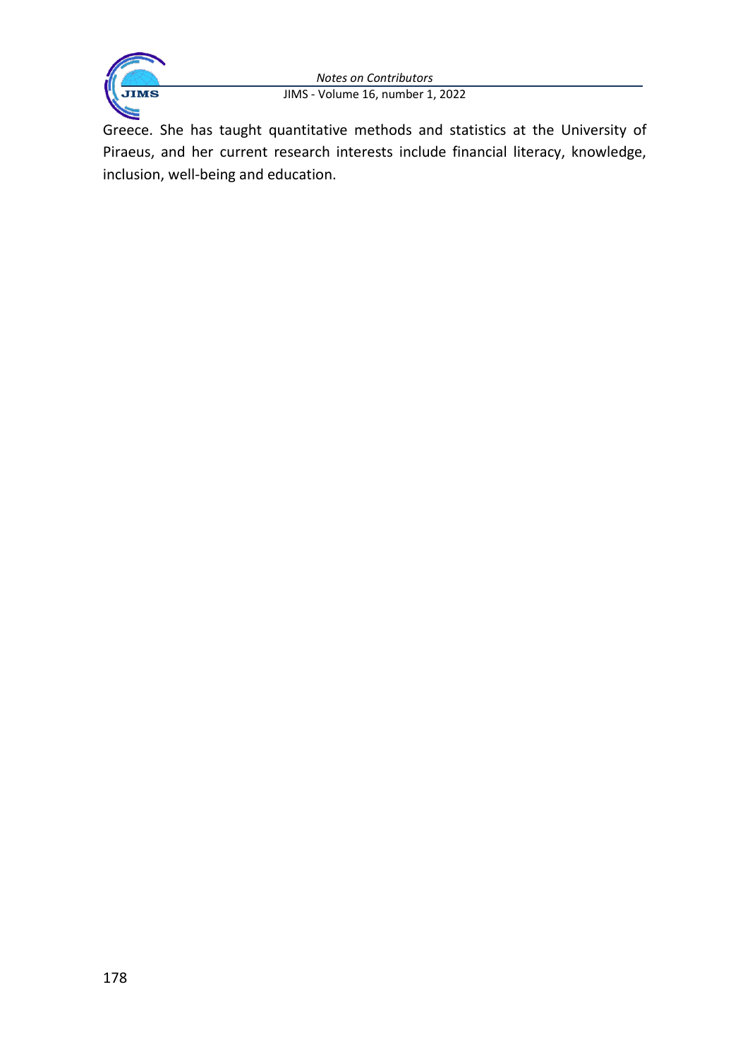Greece. She has taught quantitative methods and statistics at the University of Piraeus, and her current research interests include financial literacy, knowledge, inclusion, well-being and education.